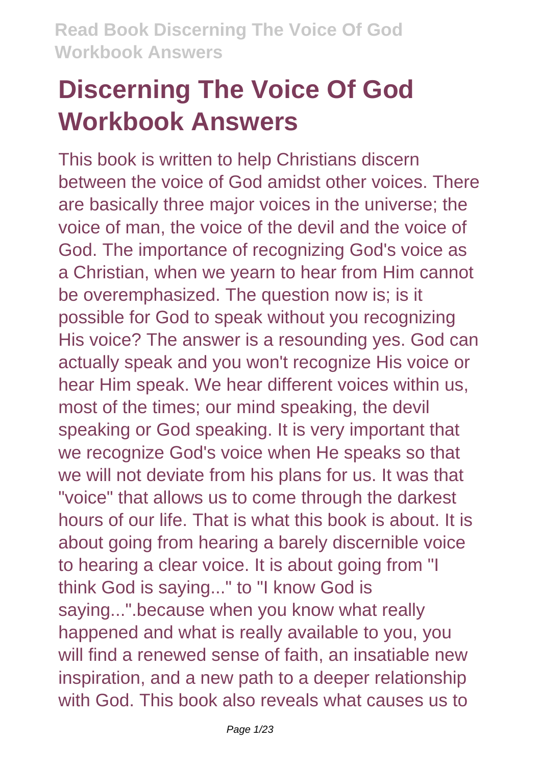# Discerning The Voice Of God Workbook Answers

This book is written to help Christians discern between the voice of God amidst other voices. There are basically three major voices in the universe; the voice of man, the voice of the devil and the voice of God. The importance of recognizing God's voice as a Christian, when we yearn to hear from Him cannot be overemphasized. The question now is; is it possible for God to speak without you recognizing His voice? The answer is a resounding yes. God can actually speak and you won't recognize His voice or hear Him speak. We hear different voices within us, most of the times; our mind speaking, the devil speaking or God speaking. It is very important that we recognize God's voice when He speaks so that we will not deviate from his plans for us. It was that "voice" that allows us to come through the darkest hours of our life. That is what this book is about. It is about going from hearing a barely discernible voice to hearing a clear voice. It is about going from "I think God is saying..." to "I know God is saying...".because when you know what really happened and what is really available to you, you will find a renewed sense of faith, an insatiable new inspiration, and a new path to a deeper relationship with God. This book also reveals what causes us to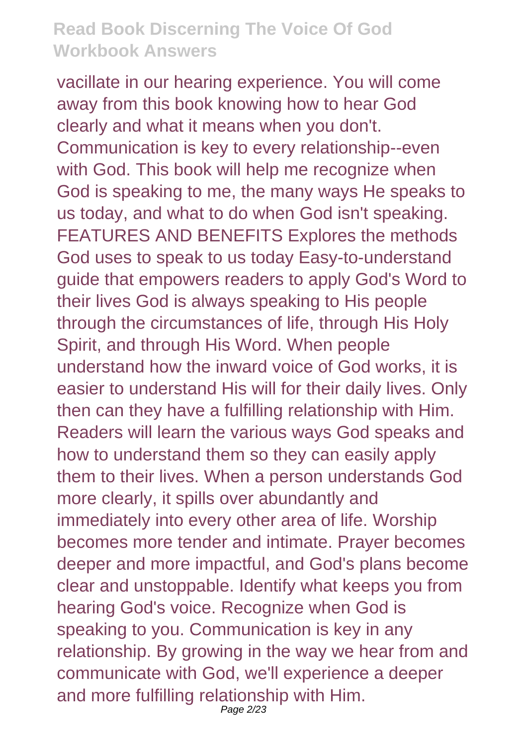vacillate in our hearing experience. You will come away from this book knowing how to hear God clearly and what it means when you don't. Communication is key to every relationship--even with God. This book will help me recognize when God is speaking to me, the many ways He speaks to us today, and what to do when God isn't speaking. FEATURES AND BENEFITS Explores the methods God uses to speak to us today Easy-to-understand guide that empowers readers to apply God's Word to their lives God is always speaking to His people through the circumstances of life, through His Holy Spirit, and through His Word. When people understand how the inward voice of God works, it is easier to understand His will for their daily lives. Only then can they have a fulfilling relationship with Him. Readers will learn the various ways God speaks and how to understand them so they can easily apply them to their lives. When a person understands God more clearly, it spills over abundantly and immediately into every other area of life. Worship becomes more tender and intimate. Prayer becomes deeper and more impactful, and God's plans become clear and unstoppable. Identify what keeps you from hearing God's voice. Recognize when God is speaking to you. Communication is key in any relationship. By growing in the way we hear from and communicate with God, we'll experience a deeper and more fulfilling relationship with Him.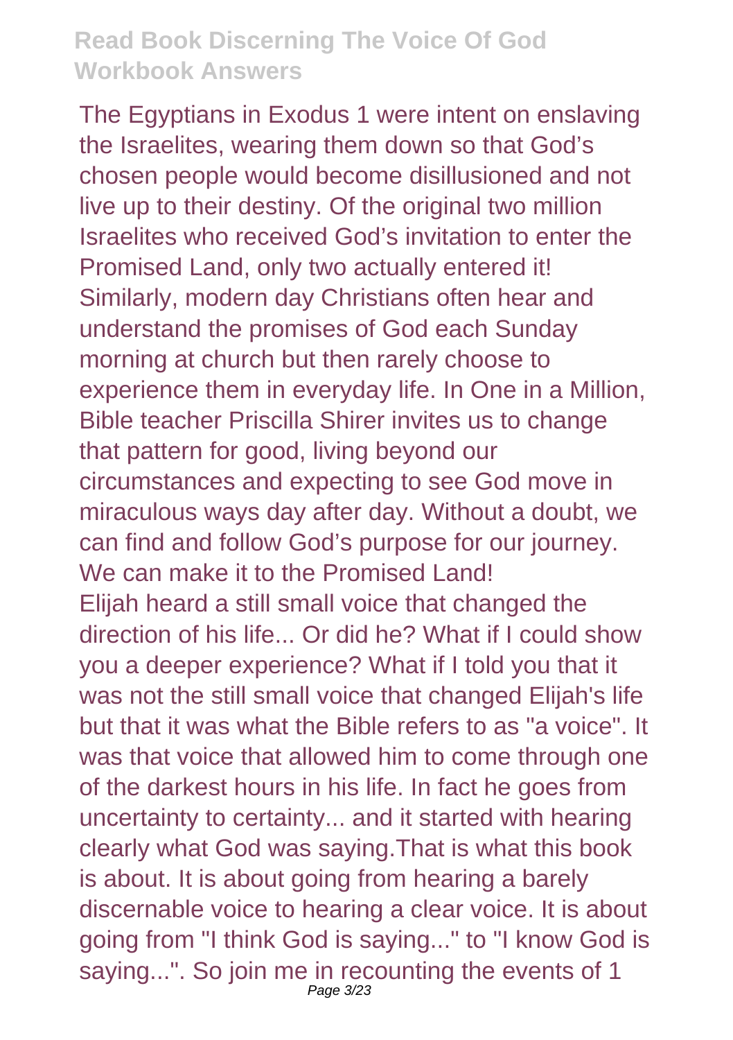The Egyptians in Exodus 1 were intent on enslaving the Israelites, wearing them down so that God's chosen people would become disillusioned and not live up to their destiny. Of the original two million Israelites who received God's invitation to enter the Promised Land, only two actually entered it! Similarly, modern day Christians often hear and understand the promises of God each Sunday morning at church but then rarely choose to experience them in everyday life. In One in a Million, Bible teacher Priscilla Shirer invites us to change that pattern for good, living beyond our circumstances and expecting to see God move in miraculous ways day after day. Without a doubt, we can find and follow God's purpose for our journey. We can make it to the Promised Land!

Elijah heard a still small voice that changed the direction of his life... Or did he? What if I could show you a deeper experience? What if I told you that it was not the still small voice that changed Elijah's life but that it was what the Bible refers to as "a voice". It was that voice that allowed him to come through one of the darkest hours in his life. In fact he goes from uncertainty to certainty... and it started with hearing clearly what God was saying.That is what this book is about. It is about going from hearing a barely discernable voice to hearing a clear voice. It is about going from "I think God is saying..." to "I know God is saying...". So join me in recounting the events of 1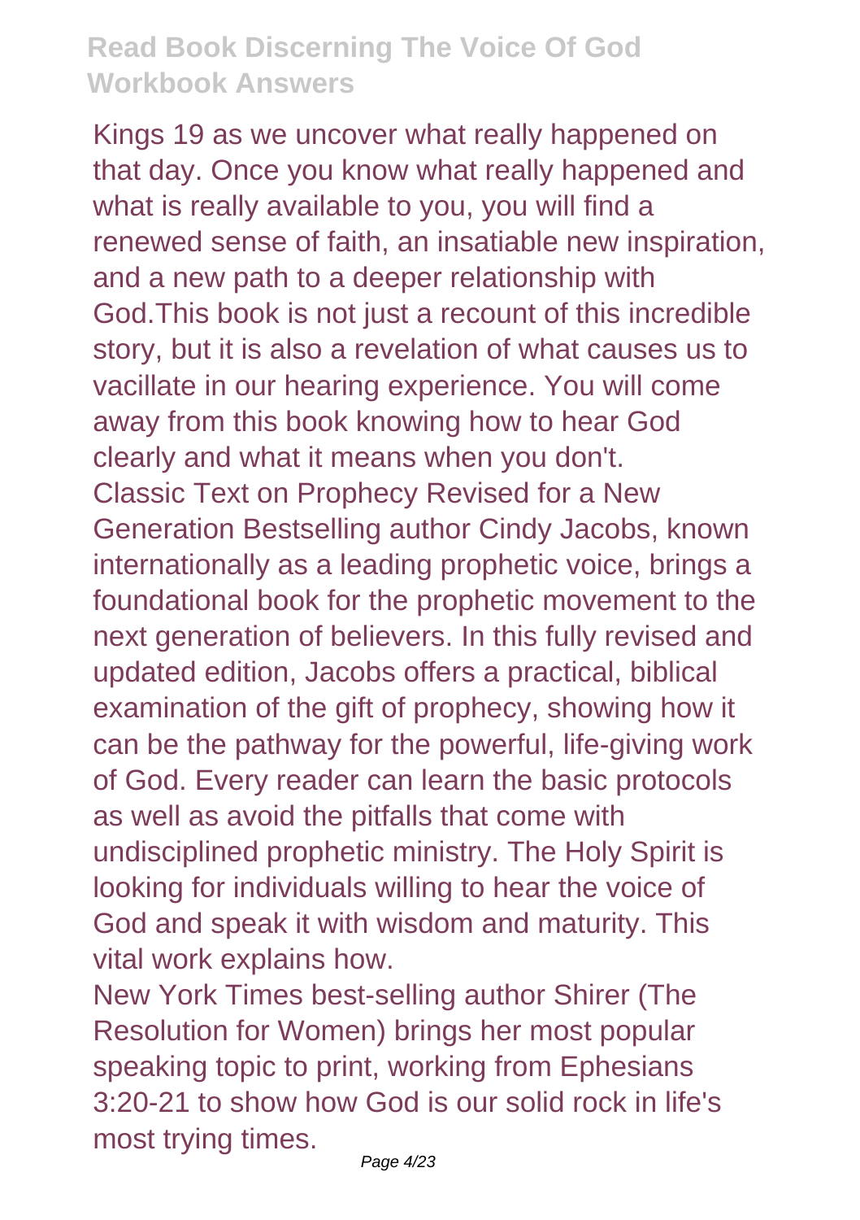Kings 19 as we uncover what really happened on that day. Once you know what really happened and what is really available to you, you will find a renewed sense of faith, an insatiable new inspiration, and a new path to a deeper relationship with God.This book is not just a recount of this incredible story, but it is also a revelation of what causes us to vacillate in our hearing experience. You will come away from this book knowing how to hear God clearly and what it means when you don't.

Classic Text on Prophecy Revised for a New Generation Bestselling author Cindy Jacobs, known internationally as a leading prophetic voice, brings a foundational book for the prophetic movement to the next generation of believers. In this fully revised and updated edition, Jacobs offers a practical, biblical examination of the gift of prophecy, showing how it can be the pathway for the powerful, life-giving work of God. Every reader can learn the basic protocols as well as avoid the pitfalls that come with undisciplined prophetic ministry. The Holy Spirit is looking for individuals willing to hear the voice of God and speak it with wisdom and maturity. This vital work explains how.

New York Times best-selling author Shirer (The Resolution for Women) brings her most popular speaking topic to print, working from Ephesians 3:20-21 to show how God is our solid rock in life's most trying times.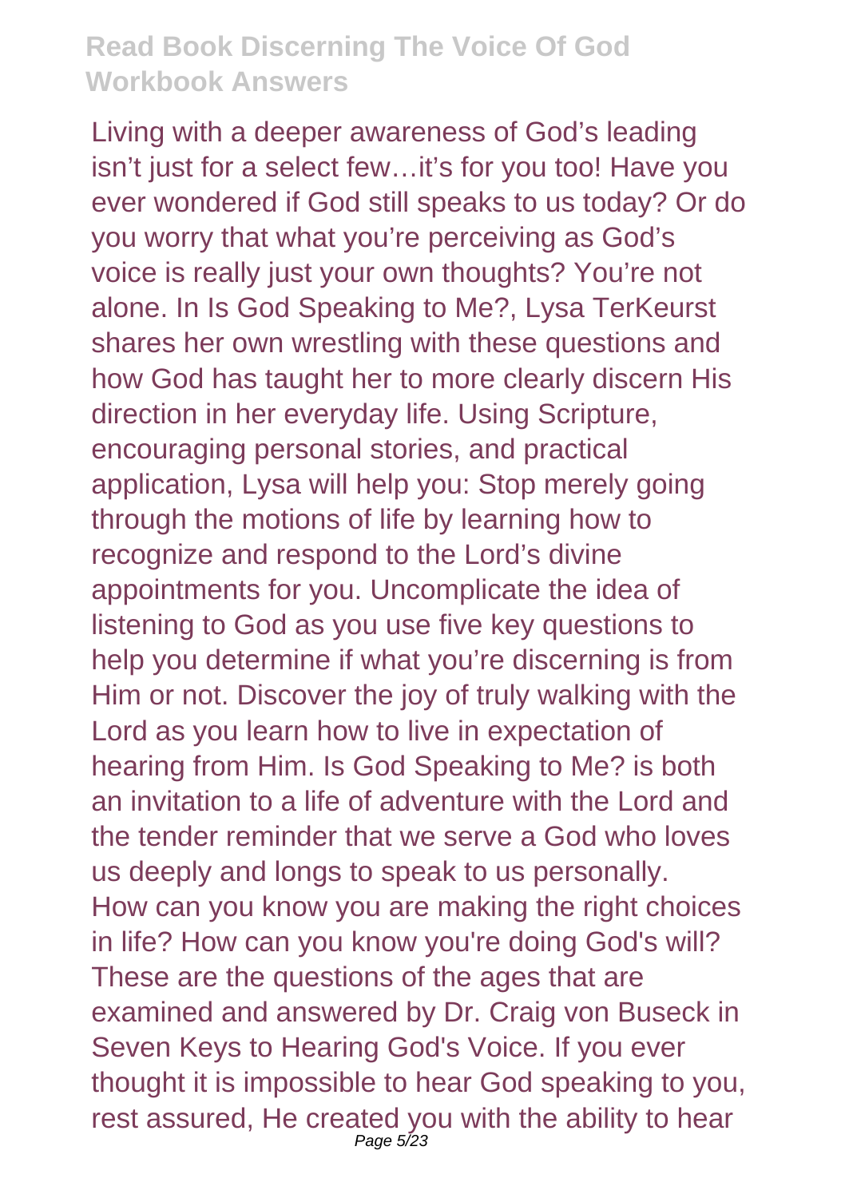Living with a deeper awareness of God's leading isn't just for a select few…it's for you too! Have you ever wondered if God still speaks to us today? Or do you worry that what you're perceiving as God's voice is really just your own thoughts? You're not alone. In Is God Speaking to Me?, Lysa TerKeurst shares her own wrestling with these questions and how God has taught her to more clearly discern His direction in her everyday life. Using Scripture, encouraging personal stories, and practical application, Lysa will help you: Stop merely going through the motions of life by learning how to recognize and respond to the Lord's divine appointments for you. Uncomplicate the idea of listening to God as you use five key questions to help you determine if what you're discerning is from Him or not. Discover the joy of truly walking with the Lord as you learn how to live in expectation of hearing from Him. Is God Speaking to Me? is both an invitation to a life of adventure with the Lord and the tender reminder that we serve a God who loves us deeply and longs to speak to us personally.

How can you know you are making the right choices in life? How can you know you're doing God's will? These are the questions of the ages that are examined and answered by Dr. Craig von Buseck in Seven Keys to Hearing God's Voice. If you ever thought it is impossible to hear God speaking to you, rest assured, He created you with the ability to hear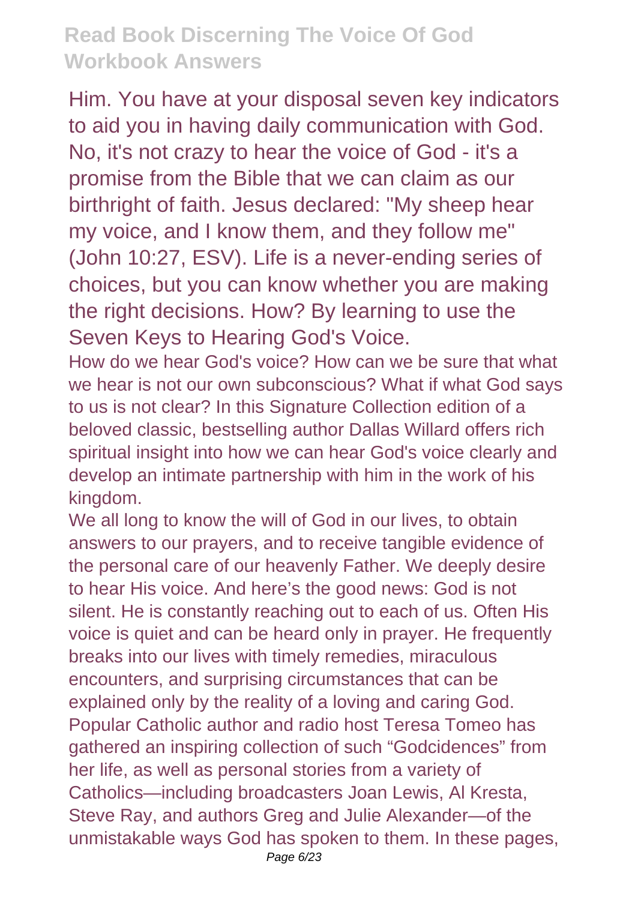Him. You have at your disposal seven key indicators to aid you in having daily communication with God. No, it's not crazy to hear the voice of God - it's a promise from the Bible that we can claim as our birthright of faith. Jesus declared: "My sheep hear my voice, and I know them, and they follow me" (John 10:27, ESV). Life is a never-ending series of choices, but you can know whether you are making the right decisions. How? By learning to use the Seven Keys to Hearing God's Voice.

How do we hear God's voice? How can we be sure that what we hear is not our own subconscious? What if what God says to us is not clear? In this Signature Collection edition of a beloved classic, bestselling author Dallas Willard offers rich spiritual insight into how we can hear God's voice clearly and develop an intimate partnership with him in the work of his kingdom.

We all long to know the will of God in our lives, to obtain answers to our prayers, and to receive tangible evidence of the personal care of our heavenly Father. We deeply desire to hear His voice. And here's the good news: God is not silent. He is constantly reaching out to each of us. Often His voice is quiet and can be heard only in prayer. He frequently breaks into our lives with timely remedies, miraculous encounters, and surprising circumstances that can be explained only by the reality of a loving and caring God. Popular Catholic author and radio host Teresa Tomeo has gathered an inspiring collection of such "Godcidences" from her life, as well as personal stories from a variety of Catholics—including broadcasters Joan Lewis, Al Kresta, Steve Ray, and authors Greg and Julie Alexander—of the unmistakable ways God has spoken to them. In these pages,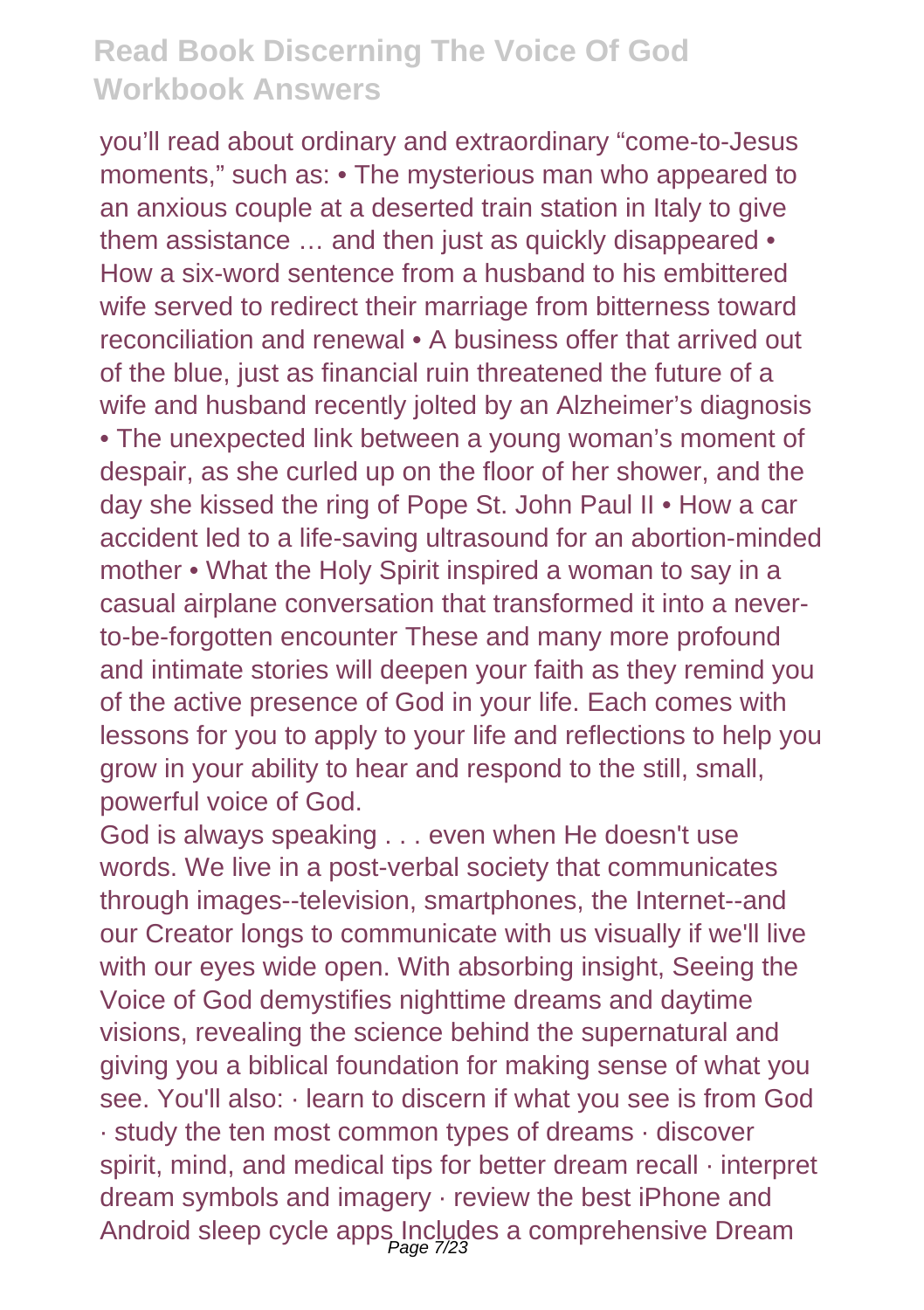you'll read about ordinary and extraordinary "come-to-Jesus moments," such as: • The mysterious man who appeared to an anxious couple at a deserted train station in Italy to give them assistance … and then just as quickly disappeared • How a six-word sentence from a husband to his embittered wife served to redirect their marriage from bitterness toward reconciliation and renewal • A business offer that arrived out of the blue, just as financial ruin threatened the future of a wife and husband recently jolted by an Alzheimer's diagnosis • The unexpected link between a young woman's moment of despair, as she curled up on the floor of her shower, and the day she kissed the ring of Pope St. John Paul II • How a car accident led to a life-saving ultrasound for an abortion-minded mother • What the Holy Spirit inspired a woman to say in a casual airplane conversation that transformed it into a never-to-be-forgotten encounter These and many more profound and intimate stories will deepen your faith as they remind you of the active presence of God in your life. Each comes with lessons for you to apply to your life and reflections to help you grow in your ability to hear and respond to the still, small, powerful voice of God.

God is always speaking . . . even when He doesn't use words. We live in a post-verbal society that communicates through images--television, smartphones, the Internet--and our Creator longs to communicate with us visually if we'll live with our eyes wide open. With absorbing insight, Seeing the Voice of God demystifies nighttime dreams and daytime visions, revealing the science behind the supernatural and giving you a biblical foundation for making sense of what you see. You'll also: · learn to discern if what you see is from God · study the ten most common types of dreams · discover spirit, mind, and medical tips for better dream recall · interpret dream symbols and imagery · review the best iPhone and Android sleep cycle apps Includes a comprehensive Dream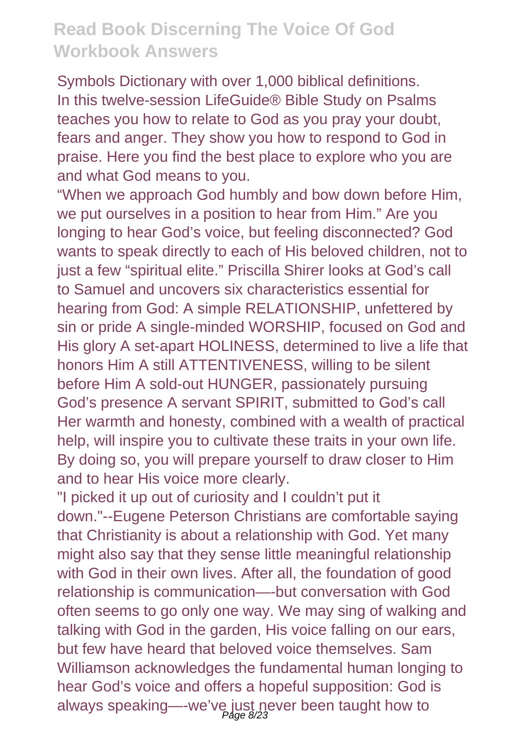Symbols Dictionary with over 1,000 biblical definitions.
In this twelve-session LifeGuide® Bible Study on Psalms teaches you how to relate to God as you pray your doubt, fears and anger. They show you how to respond to God in praise. Here you find the best place to explore who you are and what God means to you.
"When we approach God humbly and bow down before Him, we put ourselves in a position to hear from Him." Are you longing to hear God's voice, but feeling disconnected? God wants to speak directly to each of His beloved children, not to just a few "spiritual elite." Priscilla Shirer looks at God's call to Samuel and uncovers six characteristics essential for hearing from God: A simple RELATIONSHIP, unfettered by sin or pride A single-minded WORSHIP, focused on God and His glory A set-apart HOLINESS, determined to live a life that honors Him A still ATTENTIVENESS, willing to be silent before Him A sold-out HUNGER, passionately pursuing God's presence A servant SPIRIT, submitted to God's call Her warmth and honesty, combined with a wealth of practical help, will inspire you to cultivate these traits in your own life. By doing so, you will prepare yourself to draw closer to Him and to hear His voice more clearly.
"I picked it up out of curiosity and I couldn't put it down."--Eugene Peterson Christians are comfortable saying that Christianity is about a relationship with God. Yet many might also say that they sense little meaningful relationship with God in their own lives. After all, the foundation of good relationship is communication—-but conversation with God often seems to go only one way. We may sing of walking and talking with God in the garden, His voice falling on our ears, but few have heard that beloved voice themselves. Sam Williamson acknowledges the fundamental human longing to hear God's voice and offers a hopeful supposition: God is always speaking—-we've just never been taught how to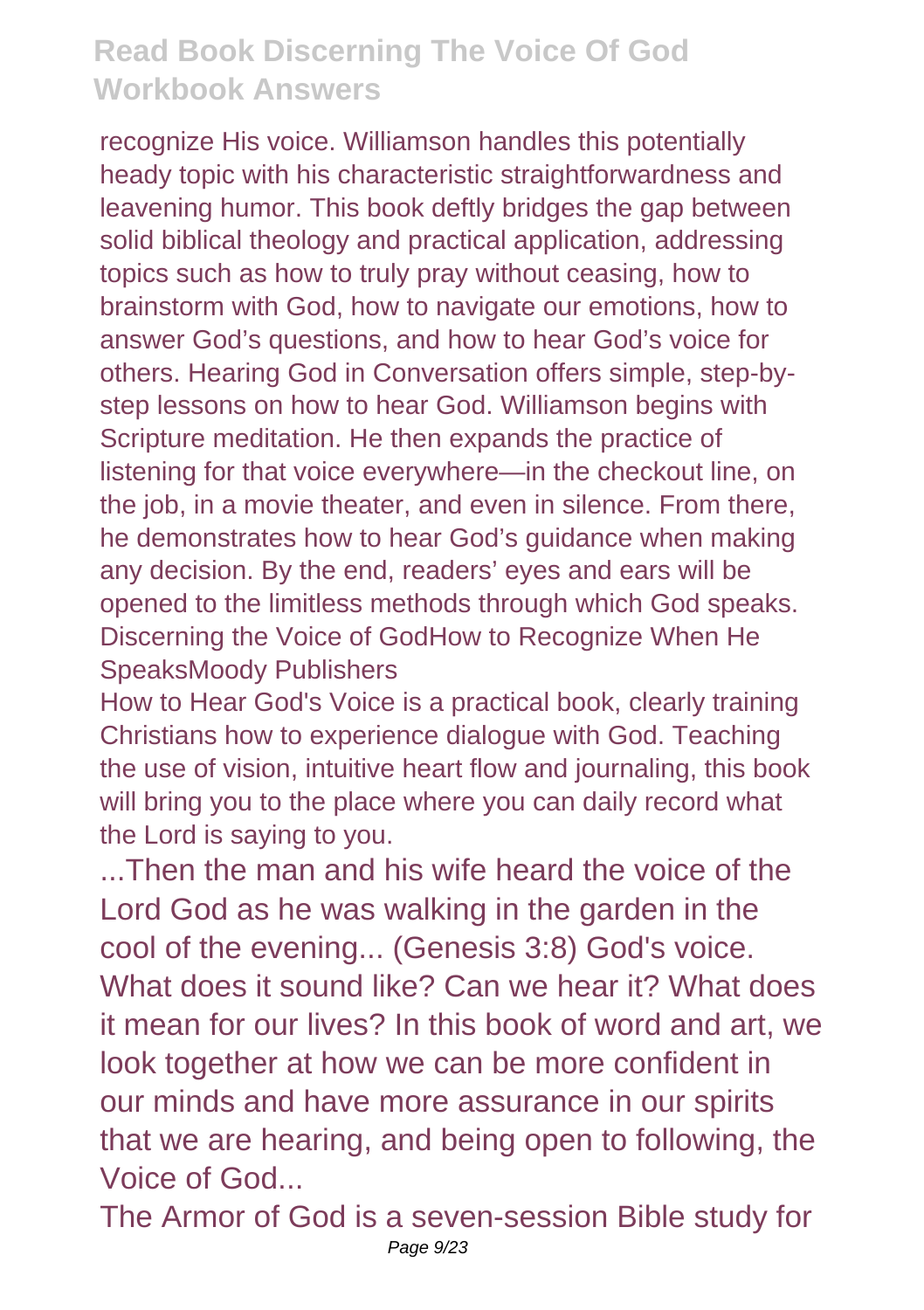recognize His voice. Williamson handles this potentially heady topic with his characteristic straightforwardness and leavening humor. This book deftly bridges the gap between solid biblical theology and practical application, addressing topics such as how to truly pray without ceasing, how to brainstorm with God, how to navigate our emotions, how to answer God's questions, and how to hear God's voice for others. Hearing God in Conversation offers simple, step-by-step lessons on how to hear God. Williamson begins with Scripture meditation. He then expands the practice of listening for that voice everywhere—in the checkout line, on the job, in a movie theater, and even in silence. From there, he demonstrates how to hear God's guidance when making any decision. By the end, readers' eyes and ears will be opened to the limitless methods through which God speaks. Discerning the Voice of GodHow to Recognize When He SpeaksMoody Publishers

How to Hear God's Voice is a practical book, clearly training Christians how to experience dialogue with God. Teaching the use of vision, intuitive heart flow and journaling, this book will bring you to the place where you can daily record what the Lord is saying to you.

...Then the man and his wife heard the voice of the Lord God as he was walking in the garden in the cool of the evening... (Genesis 3:8) God's voice. What does it sound like? Can we hear it? What does it mean for our lives? In this book of word and art, we look together at how we can be more confident in our minds and have more assurance in our spirits that we are hearing, and being open to following, the Voice of God...

The Armor of God is a seven-session Bible study for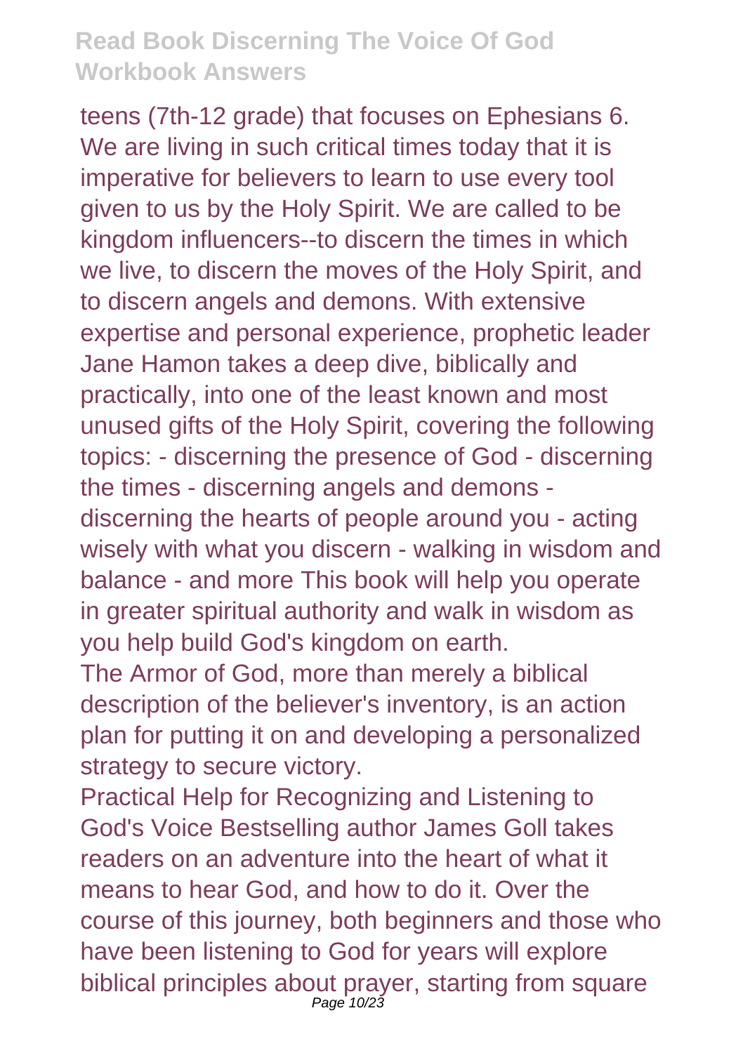teens (7th-12 grade) that focuses on Ephesians 6.
We are living in such critical times today that it is imperative for believers to learn to use every tool given to us by the Holy Spirit. We are called to be kingdom influencers--to discern the times in which we live, to discern the moves of the Holy Spirit, and to discern angels and demons. With extensive expertise and personal experience, prophetic leader Jane Hamon takes a deep dive, biblically and practically, into one of the least known and most unused gifts of the Holy Spirit, covering the following topics: - discerning the presence of God - discerning the times - discerning angels and demons - discerning the hearts of people around you - acting wisely with what you discern - walking in wisdom and balance - and more This book will help you operate in greater spiritual authority and walk in wisdom as you help build God's kingdom on earth.

The Armor of God, more than merely a biblical description of the believer's inventory, is an action plan for putting it on and developing a personalized strategy to secure victory.

Practical Help for Recognizing and Listening to God's Voice Bestselling author James Goll takes readers on an adventure into the heart of what it means to hear God, and how to do it. Over the course of this journey, both beginners and those who have been listening to God for years will explore biblical principles about prayer, starting from square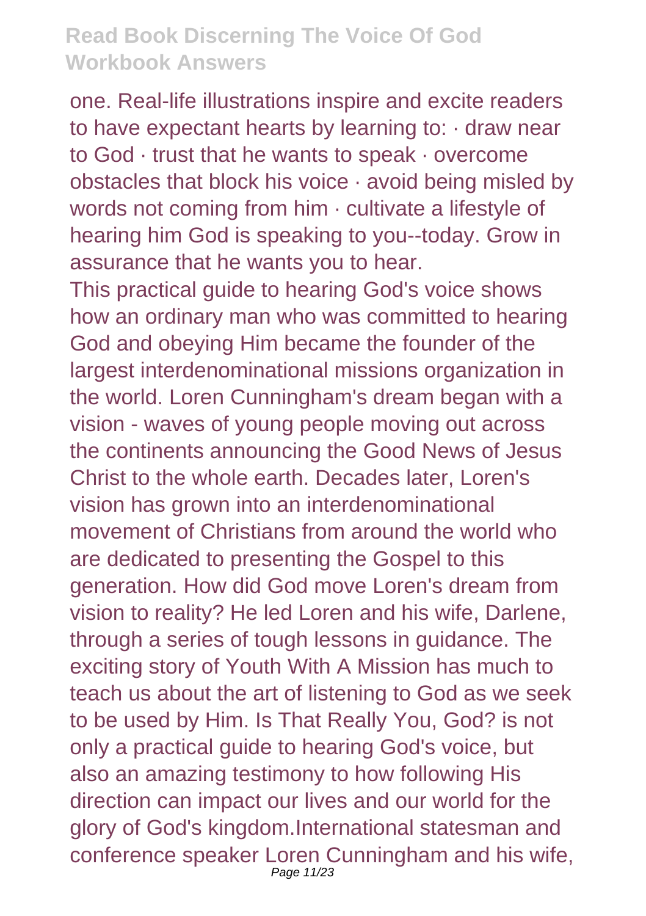one. Real-life illustrations inspire and excite readers to have expectant hearts by learning to: · draw near to God · trust that he wants to speak · overcome obstacles that block his voice · avoid being misled by words not coming from him · cultivate a lifestyle of hearing him God is speaking to you--today. Grow in assurance that he wants you to hear.

This practical guide to hearing God's voice shows how an ordinary man who was committed to hearing God and obeying Him became the founder of the largest interdenominational missions organization in the world. Loren Cunningham's dream began with a vision - waves of young people moving out across the continents announcing the Good News of Jesus Christ to the whole earth. Decades later, Loren's vision has grown into an interdenominational movement of Christians from around the world who are dedicated to presenting the Gospel to this generation. How did God move Loren's dream from vision to reality? He led Loren and his wife, Darlene, through a series of tough lessons in guidance. The exciting story of Youth With A Mission has much to teach us about the art of listening to God as we seek to be used by Him. Is That Really You, God? is not only a practical guide to hearing God's voice, but also an amazing testimony to how following His direction can impact our lives and our world for the glory of God's kingdom.International statesman and conference speaker Loren Cunningham and his wife,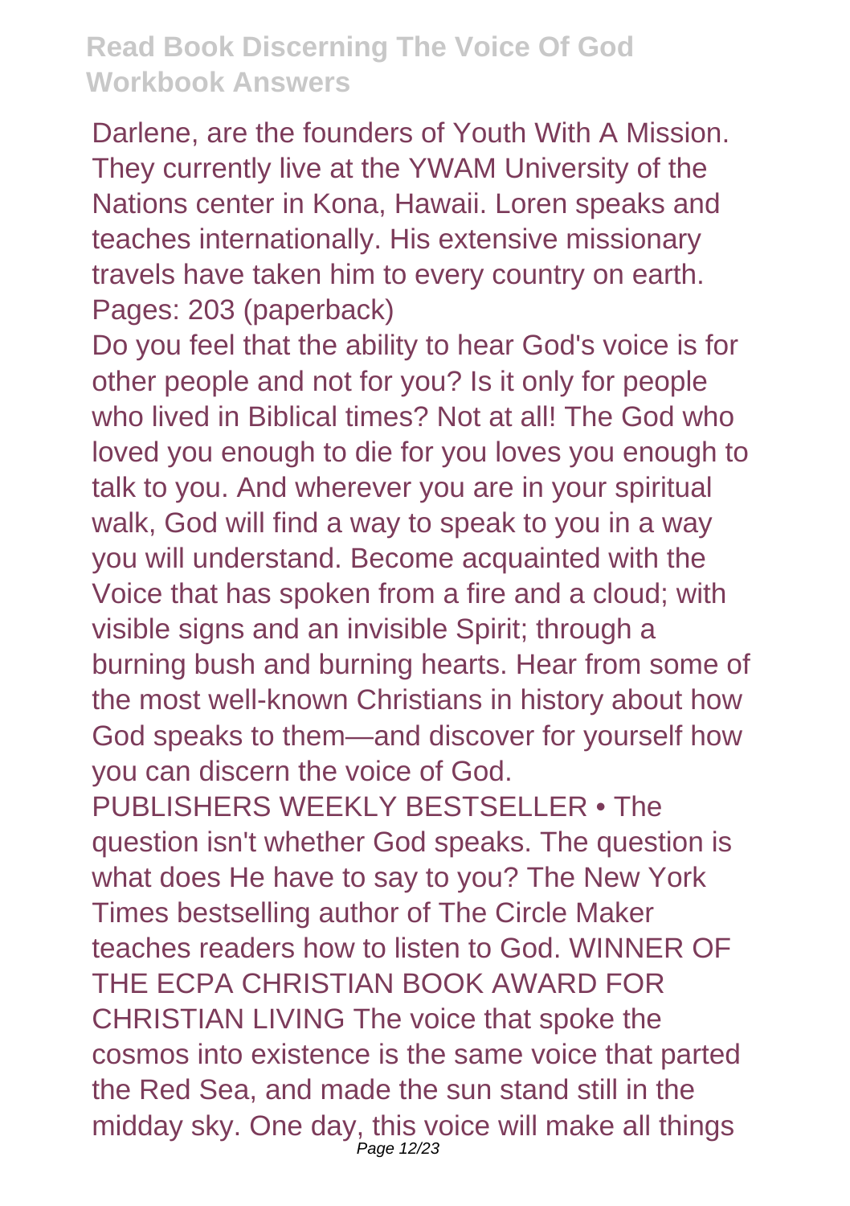Darlene, are the founders of Youth With A Mission. They currently live at the YWAM University of the Nations center in Kona, Hawaii. Loren speaks and teaches internationally. His extensive missionary travels have taken him to every country on earth. Pages: 203 (paperback)

Do you feel that the ability to hear God's voice is for other people and not for you? Is it only for people who lived in Biblical times? Not at all! The God who loved you enough to die for you loves you enough to talk to you. And wherever you are in your spiritual walk, God will find a way to speak to you in a way you will understand. Become acquainted with the Voice that has spoken from a fire and a cloud; with visible signs and an invisible Spirit; through a burning bush and burning hearts. Hear from some of the most well-known Christians in history about how God speaks to them—and discover for yourself how you can discern the voice of God.

PUBLISHERS WEEKLY BESTSELLER • The question isn't whether God speaks. The question is what does He have to say to you? The New York Times bestselling author of The Circle Maker teaches readers how to listen to God. WINNER OF THE ECPA CHRISTIAN BOOK AWARD FOR CHRISTIAN LIVING The voice that spoke the cosmos into existence is the same voice that parted the Red Sea, and made the sun stand still in the midday sky. One day, this voice will make all things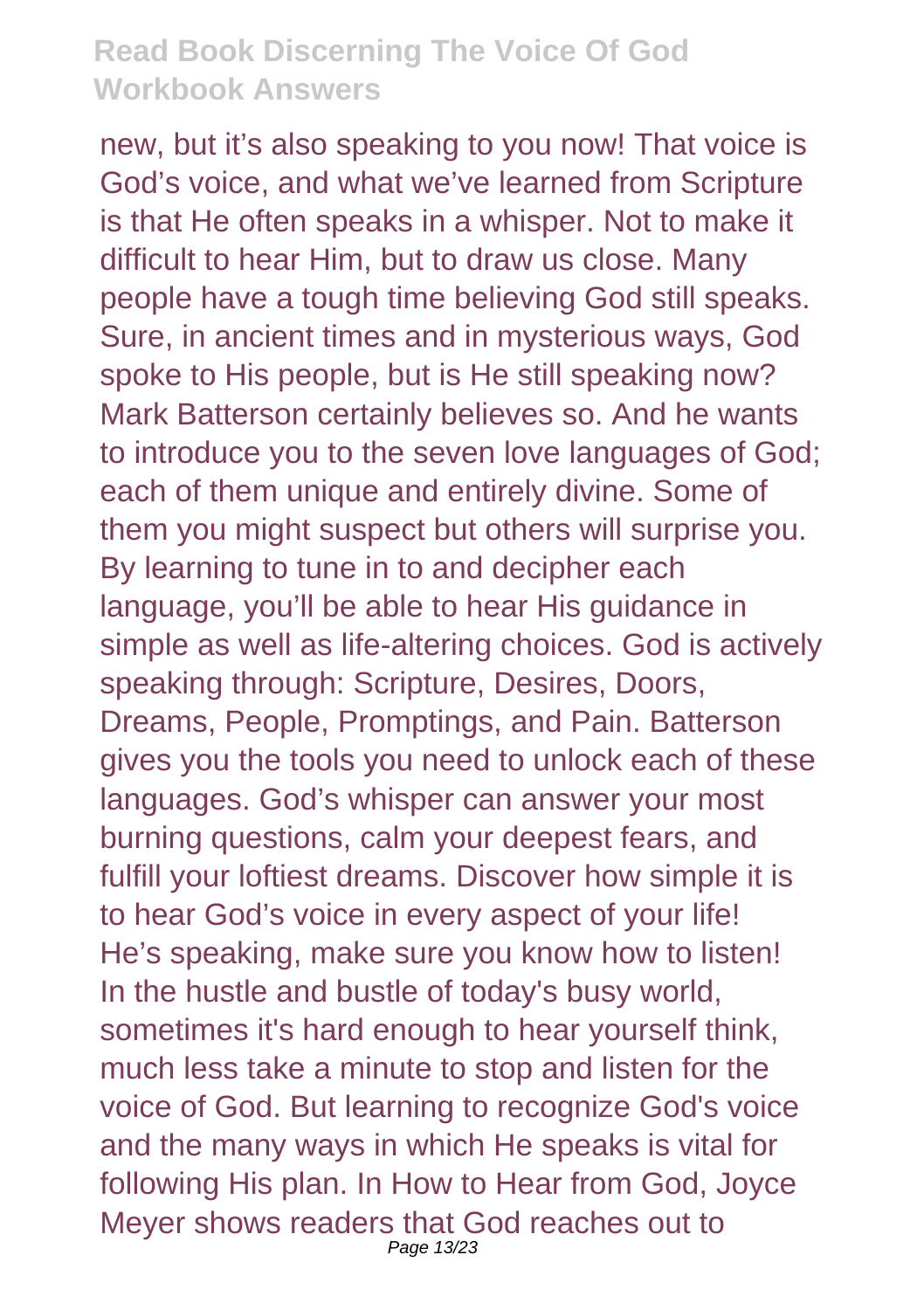new, but it's also speaking to you now! That voice is God's voice, and what we've learned from Scripture is that He often speaks in a whisper. Not to make it difficult to hear Him, but to draw us close. Many people have a tough time believing God still speaks. Sure, in ancient times and in mysterious ways, God spoke to His people, but is He still speaking now? Mark Batterson certainly believes so. And he wants to introduce you to the seven love languages of God; each of them unique and entirely divine. Some of them you might suspect but others will surprise you. By learning to tune in to and decipher each language, you'll be able to hear His guidance in simple as well as life-altering choices. God is actively speaking through: Scripture, Desires, Doors, Dreams, People, Promptings, and Pain. Batterson gives you the tools you need to unlock each of these languages. God's whisper can answer your most burning questions, calm your deepest fears, and fulfill your loftiest dreams. Discover how simple it is to hear God's voice in every aspect of your life! He's speaking, make sure you know how to listen! In the hustle and bustle of today's busy world, sometimes it's hard enough to hear yourself think, much less take a minute to stop and listen for the voice of God. But learning to recognize God's voice and the many ways in which He speaks is vital for following His plan. In How to Hear from God, Joyce Meyer shows readers that God reaches out to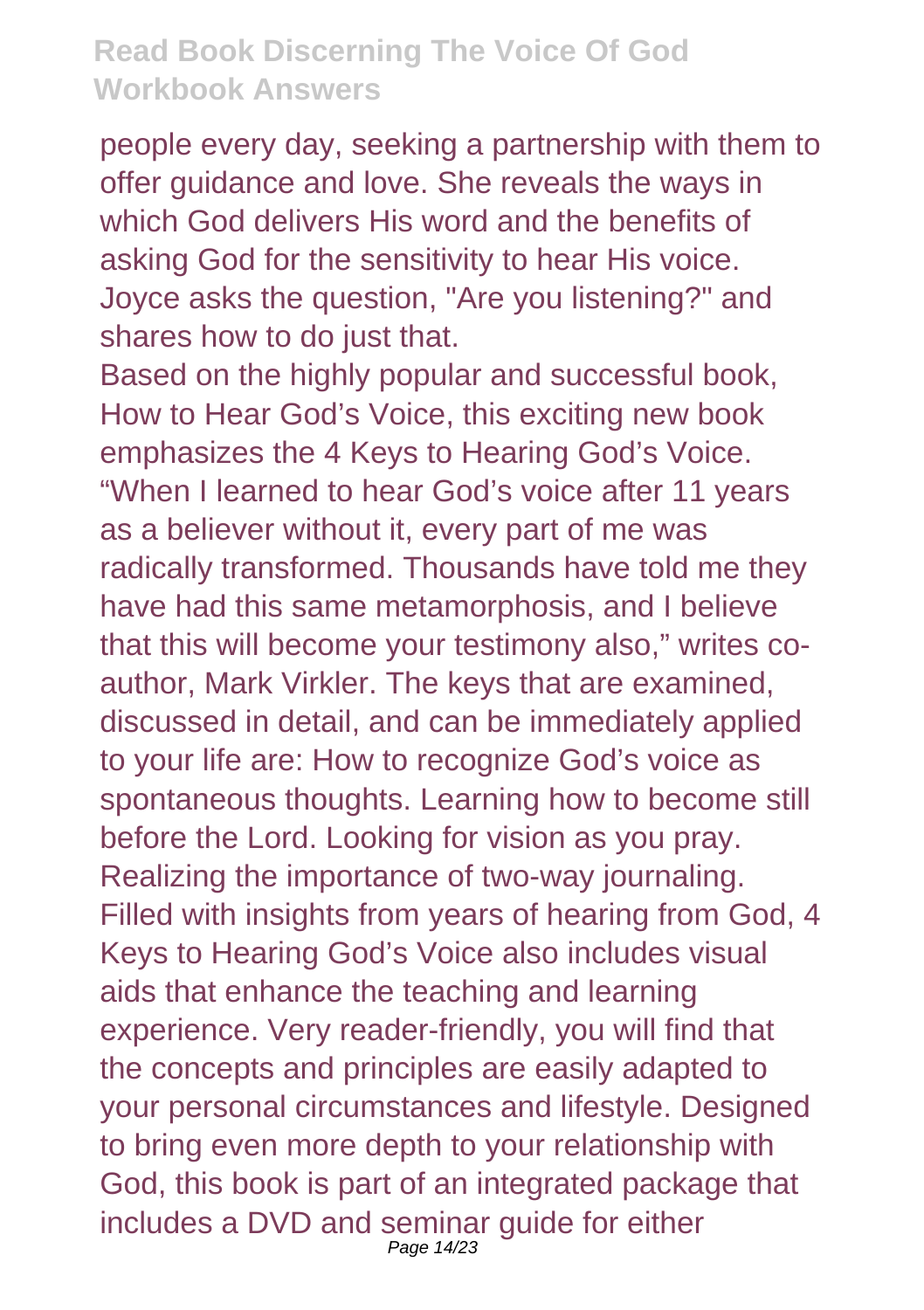people every day, seeking a partnership with them to offer guidance and love. She reveals the ways in which God delivers His word and the benefits of asking God for the sensitivity to hear His voice. Joyce asks the question, "Are you listening?" and shares how to do just that.

Based on the highly popular and successful book, How to Hear God's Voice, this exciting new book emphasizes the 4 Keys to Hearing God's Voice. "When I learned to hear God's voice after 11 years as a believer without it, every part of me was radically transformed. Thousands have told me they have had this same metamorphosis, and I believe that this will become your testimony also," writes co-author, Mark Virkler. The keys that are examined, discussed in detail, and can be immediately applied to your life are: How to recognize God's voice as spontaneous thoughts. Learning how to become still before the Lord. Looking for vision as you pray. Realizing the importance of two-way journaling. Filled with insights from years of hearing from God, 4 Keys to Hearing God's Voice also includes visual aids that enhance the teaching and learning experience. Very reader-friendly, you will find that the concepts and principles are easily adapted to your personal circumstances and lifestyle. Designed to bring even more depth to your relationship with God, this book is part of an integrated package that includes a DVD and seminar guide for either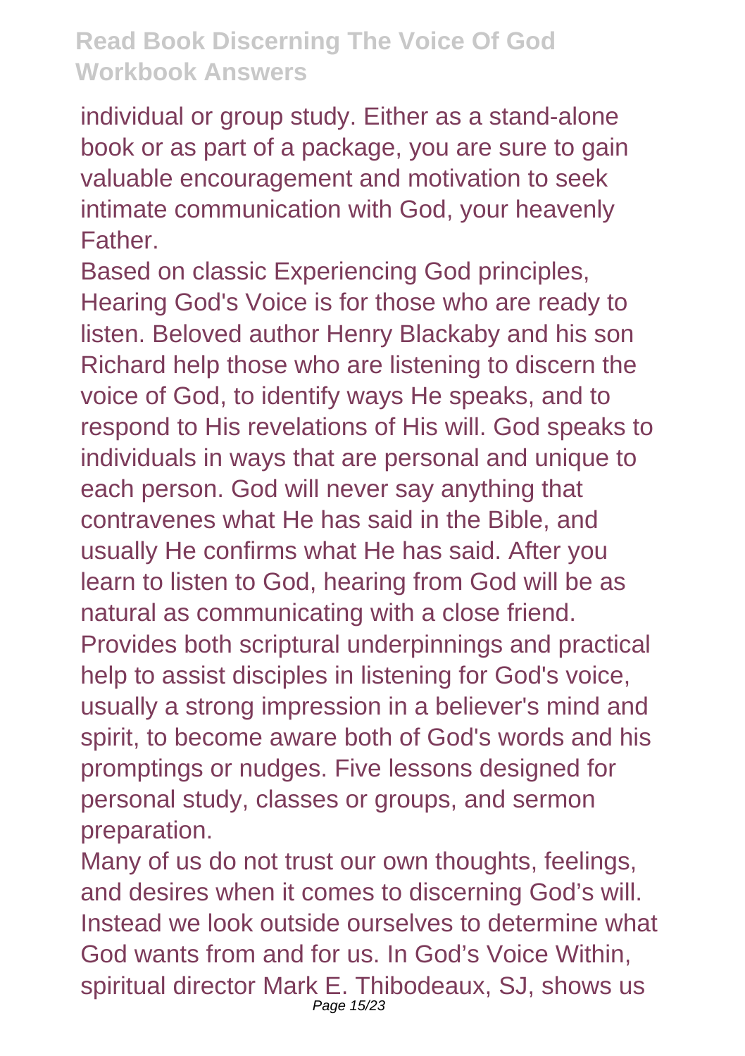individual or group study. Either as a stand-alone book or as part of a package, you are sure to gain valuable encouragement and motivation to seek intimate communication with God, your heavenly Father.

Based on classic Experiencing God principles, Hearing God's Voice is for those who are ready to listen. Beloved author Henry Blackaby and his son Richard help those who are listening to discern the voice of God, to identify ways He speaks, and to respond to His revelations of His will. God speaks to individuals in ways that are personal and unique to each person. God will never say anything that contravenes what He has said in the Bible, and usually He confirms what He has said. After you learn to listen to God, hearing from God will be as natural as communicating with a close friend.

Provides both scriptural underpinnings and practical help to assist disciples in listening for God's voice, usually a strong impression in a believer's mind and spirit, to become aware both of God's words and his promptings or nudges. Five lessons designed for personal study, classes or groups, and sermon preparation.

Many of us do not trust our own thoughts, feelings, and desires when it comes to discerning God's will. Instead we look outside ourselves to determine what God wants from and for us. In God's Voice Within, spiritual director Mark E. Thibodeaux, SJ, shows us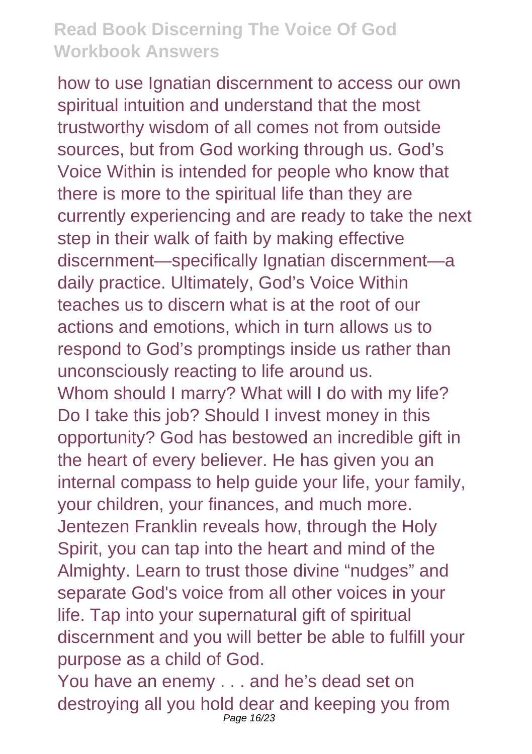how to use Ignatian discernment to access our own spiritual intuition and understand that the most trustworthy wisdom of all comes not from outside sources, but from God working through us. God's Voice Within is intended for people who know that there is more to the spiritual life than they are currently experiencing and are ready to take the next step in their walk of faith by making effective discernment—specifically Ignatian discernment—a daily practice. Ultimately, God's Voice Within teaches us to discern what is at the root of our actions and emotions, which in turn allows us to respond to God's promptings inside us rather than unconsciously reacting to life around us.

Whom should I marry? What will I do with my life? Do I take this job? Should I invest money in this opportunity? God has bestowed an incredible gift in the heart of every believer. He has given you an internal compass to help guide your life, your family, your children, your finances, and much more. Jentezen Franklin reveals how, through the Holy Spirit, you can tap into the heart and mind of the Almighty. Learn to trust those divine "nudges" and separate God's voice from all other voices in your life. Tap into your supernatural gift of spiritual discernment and you will better be able to fulfill your purpose as a child of God.

You have an enemy . . . and he's dead set on destroying all you hold dear and keeping you from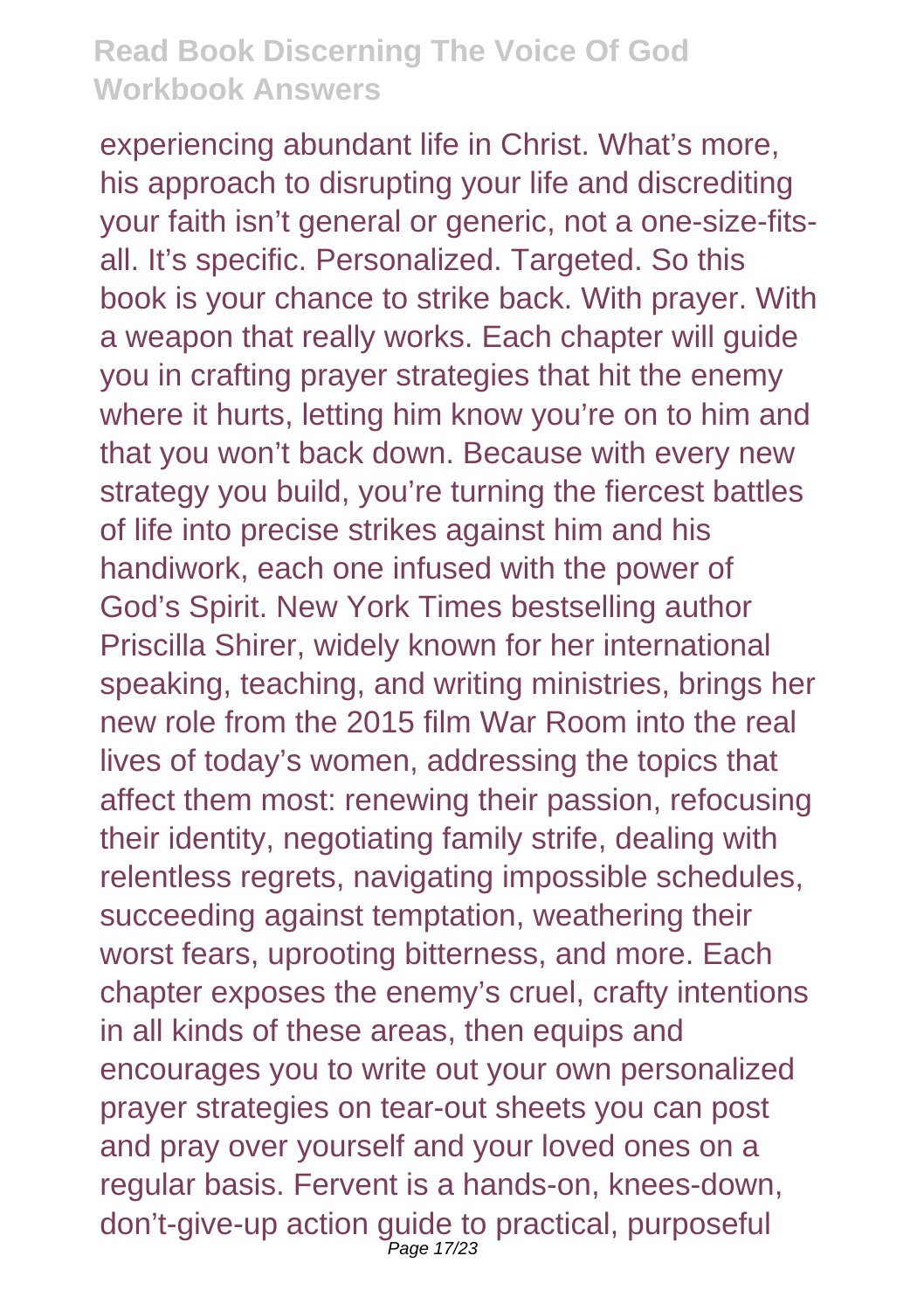experiencing abundant life in Christ. What's more, his approach to disrupting your life and discrediting your faith isn't general or generic, not a one-size-fits-all. It's specific. Personalized. Targeted. So this book is your chance to strike back. With prayer. With a weapon that really works. Each chapter will guide you in crafting prayer strategies that hit the enemy where it hurts, letting him know you're on to him and that you won't back down. Because with every new strategy you build, you're turning the fiercest battles of life into precise strikes against him and his handiwork, each one infused with the power of God's Spirit. New York Times bestselling author Priscilla Shirer, widely known for her international speaking, teaching, and writing ministries, brings her new role from the 2015 film War Room into the real lives of today's women, addressing the topics that affect them most: renewing their passion, refocusing their identity, negotiating family strife, dealing with relentless regrets, navigating impossible schedules, succeeding against temptation, weathering their worst fears, uprooting bitterness, and more. Each chapter exposes the enemy's cruel, crafty intentions in all kinds of these areas, then equips and encourages you to write out your own personalized prayer strategies on tear-out sheets you can post and pray over yourself and your loved ones on a regular basis. Fervent is a hands-on, knees-down, don't-give-up action guide to practical, purposeful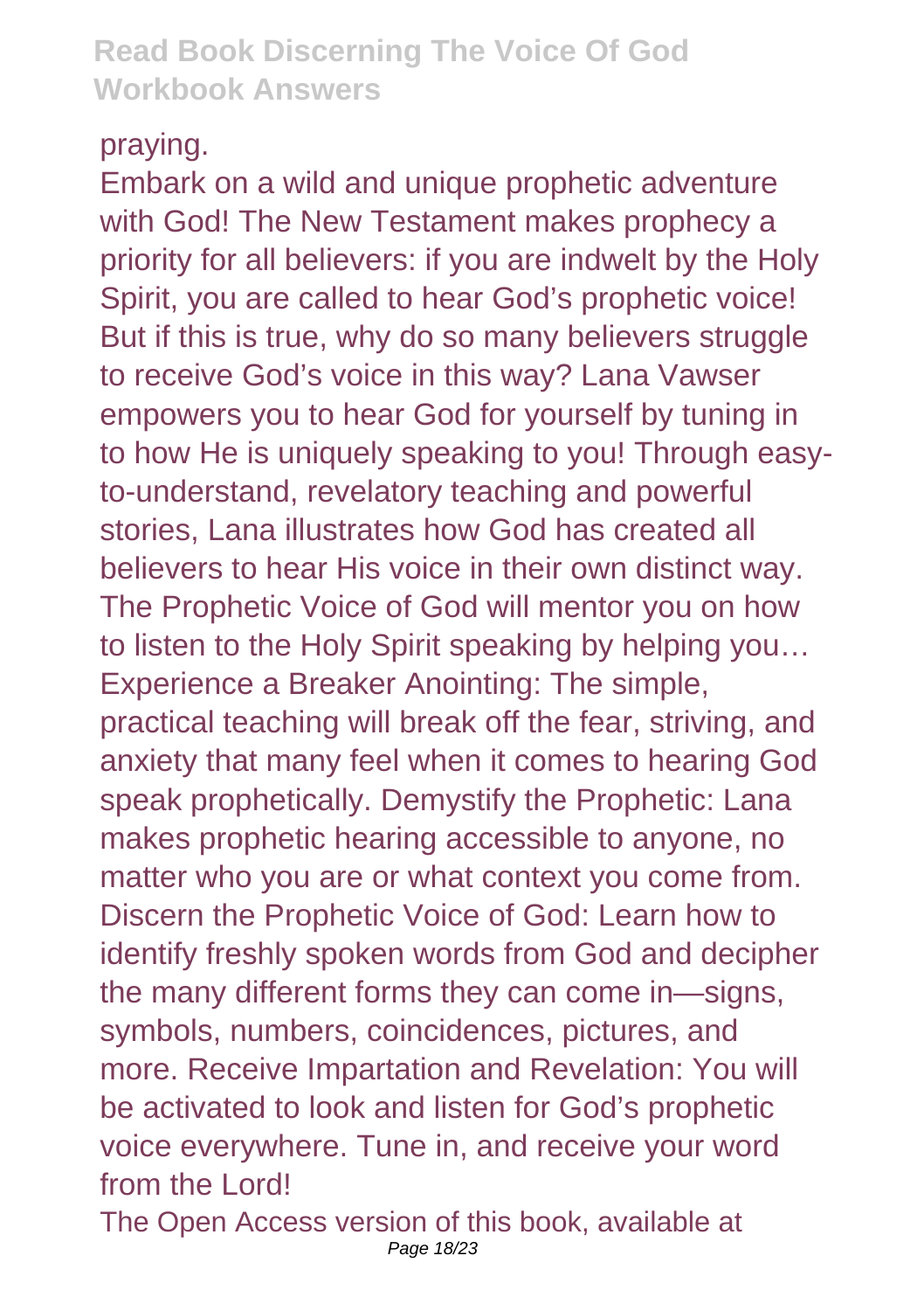praying.

Embark on a wild and unique prophetic adventure with God! The New Testament makes prophecy a priority for all believers: if you are indwelt by the Holy Spirit, you are called to hear God's prophetic voice! But if this is true, why do so many believers struggle to receive God's voice in this way? Lana Vawser empowers you to hear God for yourself by tuning in to how He is uniquely speaking to you! Through easy-to-understand, revelatory teaching and powerful stories, Lana illustrates how God has created all believers to hear His voice in their own distinct way. The Prophetic Voice of God will mentor you on how to listen to the Holy Spirit speaking by helping you… Experience a Breaker Anointing: The simple, practical teaching will break off the fear, striving, and anxiety that many feel when it comes to hearing God speak prophetically. Demystify the Prophetic: Lana makes prophetic hearing accessible to anyone, no matter who you are or what context you come from. Discern the Prophetic Voice of God: Learn how to identify freshly spoken words from God and decipher the many different forms they can come in—signs, symbols, numbers, coincidences, pictures, and more. Receive Impartation and Revelation: You will be activated to look and listen for God's prophetic voice everywhere. Tune in, and receive your word from the Lord!

The Open Access version of this book, available at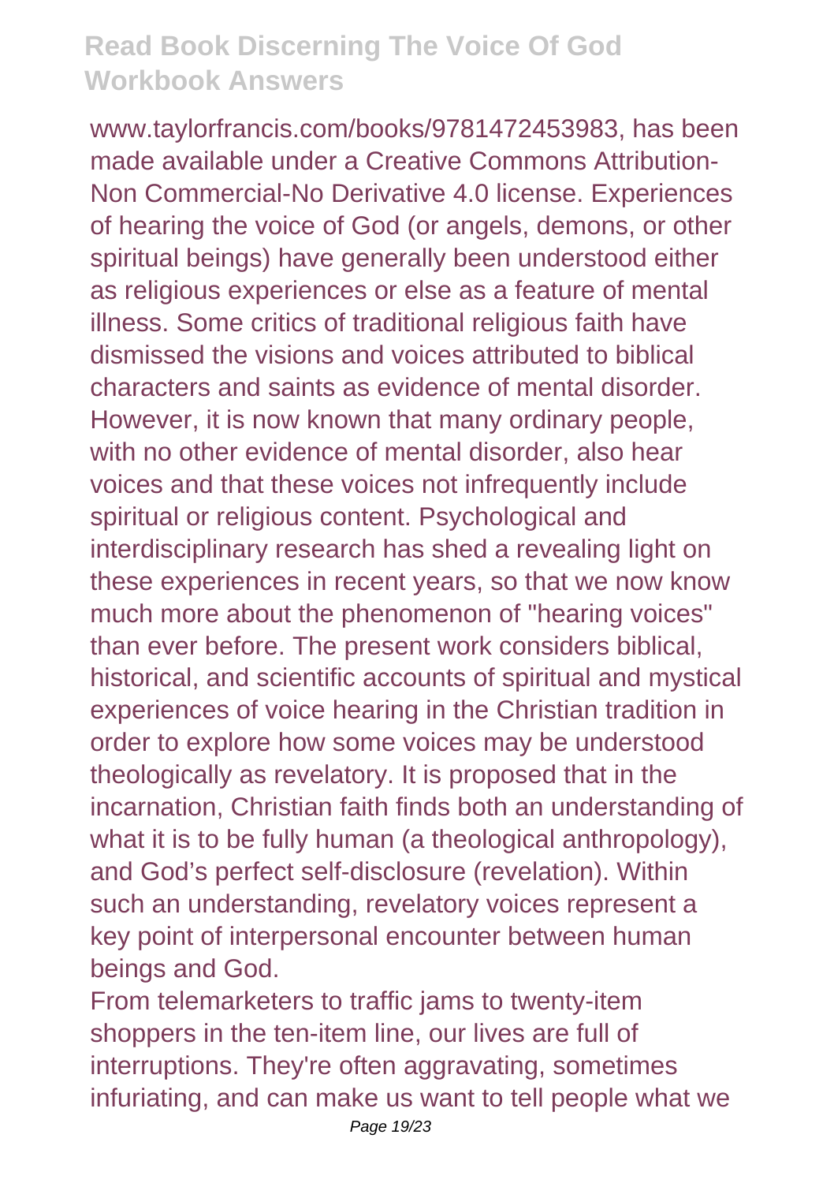www.taylorfrancis.com/books/9781472453983, has been made available under a Creative Commons Attribution-Non Commercial-No Derivative 4.0 license. Experiences of hearing the voice of God (or angels, demons, or other spiritual beings) have generally been understood either as religious experiences or else as a feature of mental illness. Some critics of traditional religious faith have dismissed the visions and voices attributed to biblical characters and saints as evidence of mental disorder. However, it is now known that many ordinary people, with no other evidence of mental disorder, also hear voices and that these voices not infrequently include spiritual or religious content. Psychological and interdisciplinary research has shed a revealing light on these experiences in recent years, so that we now know much more about the phenomenon of "hearing voices" than ever before. The present work considers biblical, historical, and scientific accounts of spiritual and mystical experiences of voice hearing in the Christian tradition in order to explore how some voices may be understood theologically as revelatory. It is proposed that in the incarnation, Christian faith finds both an understanding of what it is to be fully human (a theological anthropology), and God's perfect self-disclosure (revelation). Within such an understanding, revelatory voices represent a key point of interpersonal encounter between human beings and God.

From telemarketers to traffic jams to twenty-item shoppers in the ten-item line, our lives are full of interruptions. They're often aggravating, sometimes infuriating, and can make us want to tell people what we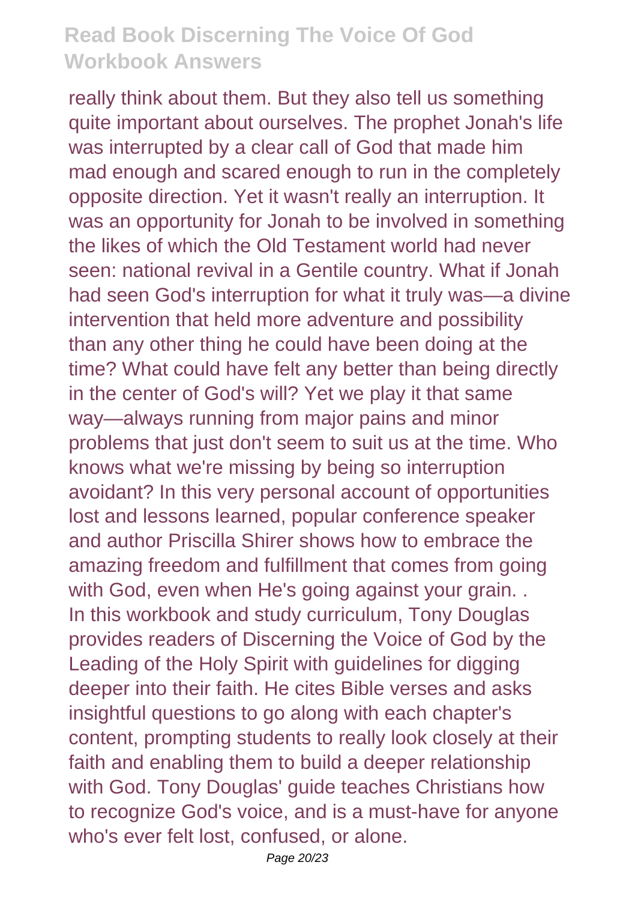really think about them. But they also tell us something quite important about ourselves. The prophet Jonah's life was interrupted by a clear call of God that made him mad enough and scared enough to run in the completely opposite direction. Yet it wasn't really an interruption. It was an opportunity for Jonah to be involved in something the likes of which the Old Testament world had never seen: national revival in a Gentile country. What if Jonah had seen God's interruption for what it truly was—a divine intervention that held more adventure and possibility than any other thing he could have been doing at the time? What could have felt any better than being directly in the center of God's will? Yet we play it that same way—always running from major pains and minor problems that just don't seem to suit us at the time. Who knows what we're missing by being so interruption avoidant? In this very personal account of opportunities lost and lessons learned, popular conference speaker and author Priscilla Shirer shows how to embrace the amazing freedom and fulfillment that comes from going with God, even when He's going against your grain. .
In this workbook and study curriculum, Tony Douglas provides readers of Discerning the Voice of God by the Leading of the Holy Spirit with guidelines for digging deeper into their faith. He cites Bible verses and asks insightful questions to go along with each chapter's content, prompting students to really look closely at their faith and enabling them to build a deeper relationship with God. Tony Douglas' guide teaches Christians how to recognize God's voice, and is a must-have for anyone who's ever felt lost, confused, or alone.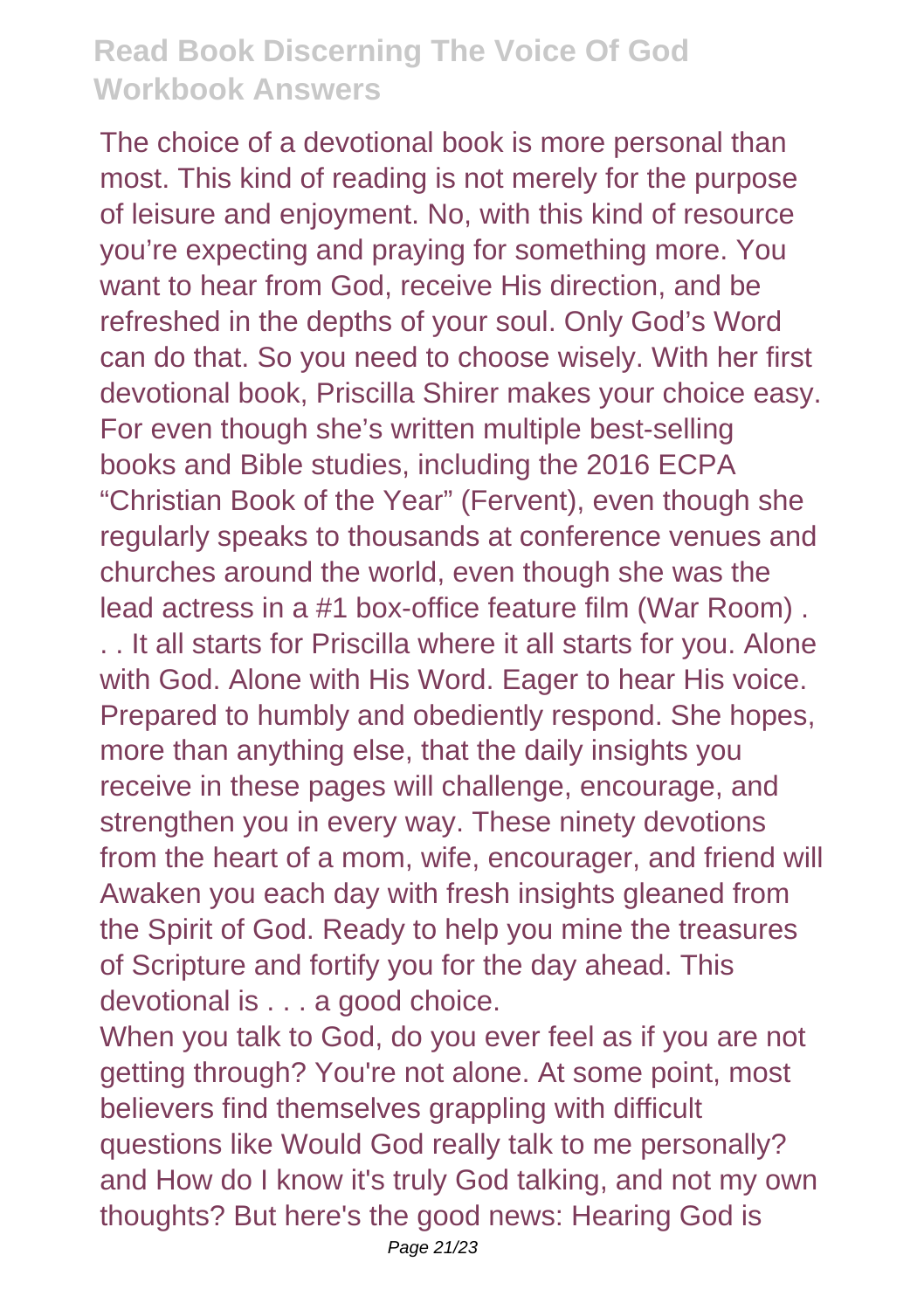The choice of a devotional book is more personal than most. This kind of reading is not merely for the purpose of leisure and enjoyment. No, with this kind of resource you're expecting and praying for something more. You want to hear from God, receive His direction, and be refreshed in the depths of your soul. Only God's Word can do that. So you need to choose wisely. With her first devotional book, Priscilla Shirer makes your choice easy. For even though she's written multiple best-selling books and Bible studies, including the 2016 ECPA "Christian Book of the Year" (Fervent), even though she regularly speaks to thousands at conference venues and churches around the world, even though she was the lead actress in a #1 box-office feature film (War Room) . . . It all starts for Priscilla where it all starts for you. Alone with God. Alone with His Word. Eager to hear His voice. Prepared to humbly and obediently respond. She hopes, more than anything else, that the daily insights you receive in these pages will challenge, encourage, and strengthen you in every way. These ninety devotions from the heart of a mom, wife, encourager, and friend will Awaken you each day with fresh insights gleaned from the Spirit of God. Ready to help you mine the treasures of Scripture and fortify you for the day ahead. This devotional is . . . a good choice.

When you talk to God, do you ever feel as if you are not getting through? You're not alone. At some point, most believers find themselves grappling with difficult questions like Would God really talk to me personally? and How do I know it's truly God talking, and not my own thoughts? But here's the good news: Hearing God is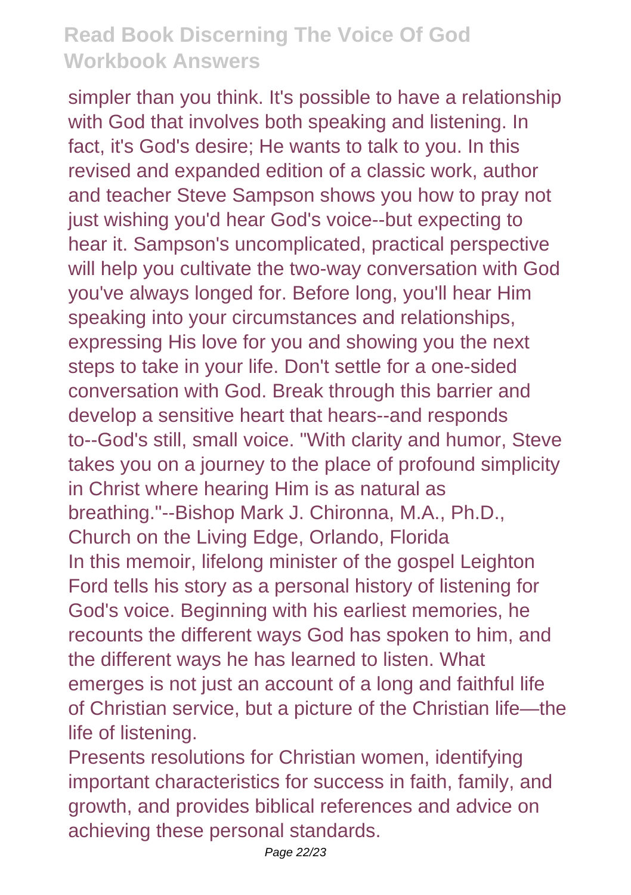simpler than you think. It's possible to have a relationship with God that involves both speaking and listening. In fact, it's God's desire; He wants to talk to you. In this revised and expanded edition of a classic work, author and teacher Steve Sampson shows you how to pray not just wishing you'd hear God's voice--but expecting to hear it. Sampson's uncomplicated, practical perspective will help you cultivate the two-way conversation with God you've always longed for. Before long, you'll hear Him speaking into your circumstances and relationships, expressing His love for you and showing you the next steps to take in your life. Don't settle for a one-sided conversation with God. Break through this barrier and develop a sensitive heart that hears--and responds to--God's still, small voice. "With clarity and humor, Steve takes you on a journey to the place of profound simplicity in Christ where hearing Him is as natural as breathing."--Bishop Mark J. Chironna, M.A., Ph.D., Church on the Living Edge, Orlando, Florida

In this memoir, lifelong minister of the gospel Leighton Ford tells his story as a personal history of listening for God's voice. Beginning with his earliest memories, he recounts the different ways God has spoken to him, and the different ways he has learned to listen. What emerges is not just an account of a long and faithful life of Christian service, but a picture of the Christian life—the life of listening.

Presents resolutions for Christian women, identifying important characteristics for success in faith, family, and growth, and provides biblical references and advice on achieving these personal standards.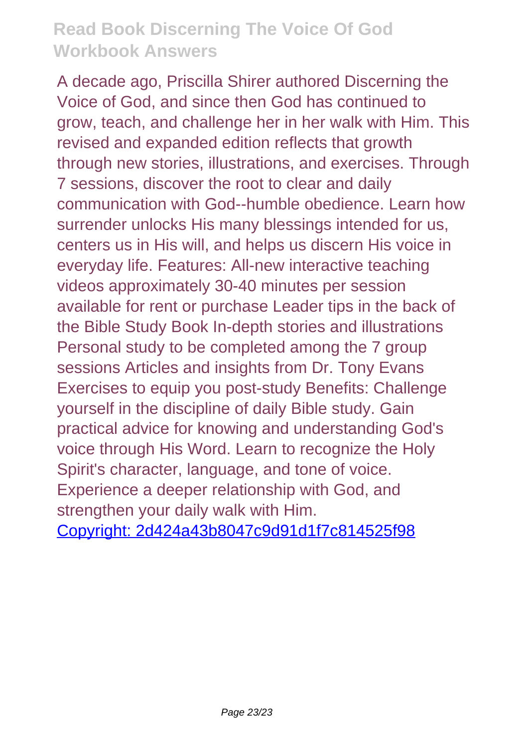A decade ago, Priscilla Shirer authored Discerning the Voice of God, and since then God has continued to grow, teach, and challenge her in her walk with Him. This revised and expanded edition reflects that growth through new stories, illustrations, and exercises. Through 7 sessions, discover the root to clear and daily communication with God--humble obedience. Learn how surrender unlocks His many blessings intended for us, centers us in His will, and helps us discern His voice in everyday life. Features: All-new interactive teaching videos approximately 30-40 minutes per session available for rent or purchase Leader tips in the back of the Bible Study Book In-depth stories and illustrations Personal study to be completed among the 7 group sessions Articles and insights from Dr. Tony Evans Exercises to equip you post-study Benefits: Challenge yourself in the discipline of daily Bible study. Gain practical advice for knowing and understanding God's voice through His Word. Learn to recognize the Holy Spirit's character, language, and tone of voice. Experience a deeper relationship with God, and strengthen your daily walk with Him.

Copyright: 2d424a43b8047c9d91d1f7c814525f98